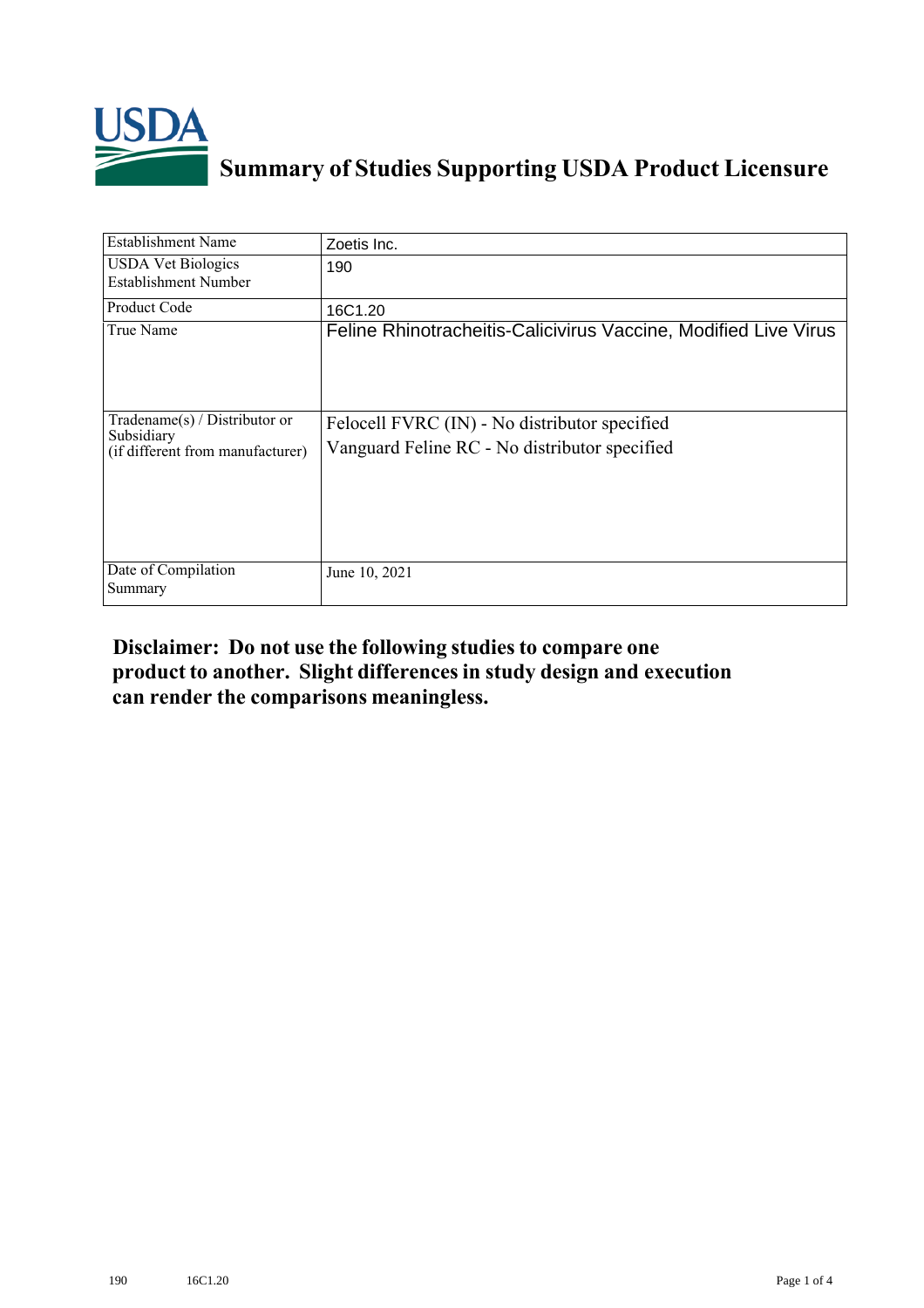# Summary of Studies Supporting USDA Product Licensure

| Establishment Name | Zoetis Inc. |
|---|---|
| USDA Vet Biologics Establishment Number | 190 |
| Product Code | 16C1.20 |
| True Name | Feline Rhinotracheitis-Calicivirus Vaccine, Modified Live Virus |
| Tradename(s) / Distributor or Subsidiary (if different from manufacturer) | Felocell FVRC (IN) - No distributor specified<br>Vanguard Feline RC - No distributor specified |
| Date of Compilation Summary | June 10, 2021 |

**Disclaimer: Do not use the following studies to compare one product to another. Slight differences in study design and execution can render the comparisons meaningless.**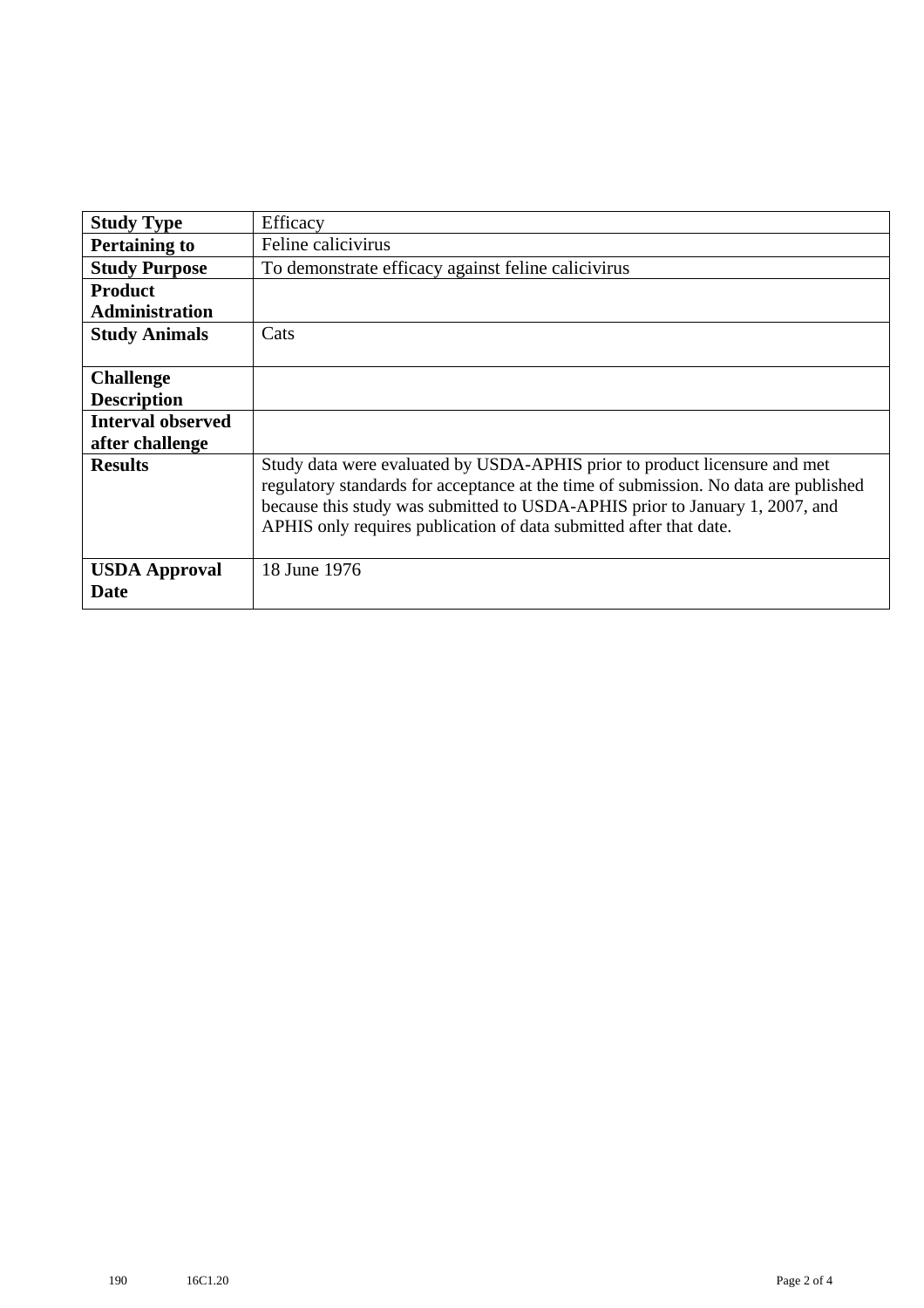| Study Type | Efficacy |
|---|---|
| Pertaining to | Feline calicivirus |
| Study Purpose | To demonstrate efficacy against feline calicivirus |
| Product Administration | |
| Study Animals | Cats |
| Challenge Description | |
| Interval observed after challenge | |
| Results | Study data were evaluated by USDA-APHIS prior to product licensure and met regulatory standards for acceptance at the time of submission. No data are published because this study was submitted to USDA-APHIS prior to January 1, 2007, and APHIS only requires publication of data submitted after that date. |
| USDA Approval Date | 18 June 1976 |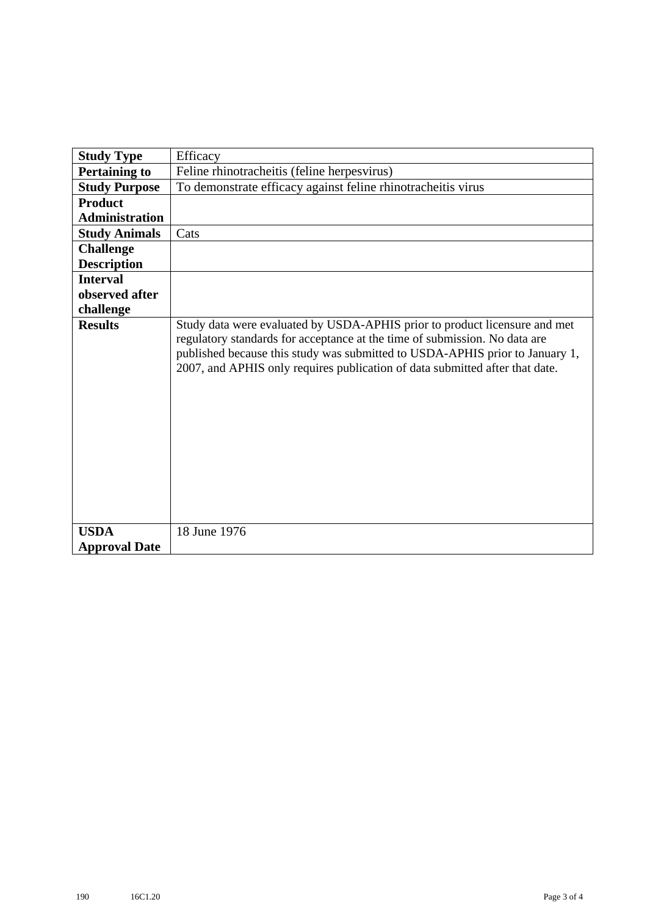| Study Type | Efficacy |
|---|---|
| **Pertaining to** | Feline rhinotracheitis (feline herpesvirus) |
| **Study Purpose** | To demonstrate efficacy against feline rhinotracheitis virus |
| **Product Administration** | |
| **Study Animals** | Cats |
| **Challenge Description** | |
| **Interval observed after challenge** | |
| **Results** | Study data were evaluated by USDA-APHIS prior to product licensure and met regulatory standards for acceptance at the time of submission. No data are published because this study was submitted to USDA-APHIS prior to January 1, 2007, and APHIS only requires publication of data submitted after that date. |
| **USDA Approval Date** | 18 June 1976 |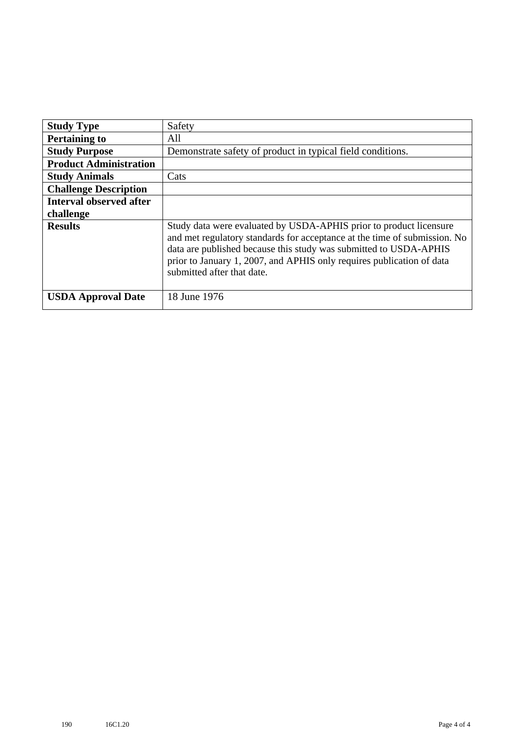| | |
|---|---|
| **Study Type** | Safety |
| **Pertaining to** | All |
| **Study Purpose** | Demonstrate safety of product in typical field conditions. |
| **Product Administration** | |
| **Study Animals** | Cats |
| **Challenge Description** | |
| **Interval observed after challenge** | |
| **Results** | Study data were evaluated by USDA-APHIS prior to product licensure and met regulatory standards for acceptance at the time of submission. No data are published because this study was submitted to USDA-APHIS prior to January 1, 2007, and APHIS only requires publication of data submitted after that date. |
| **USDA Approval Date** | 18 June 1976 |

190 16C1.20